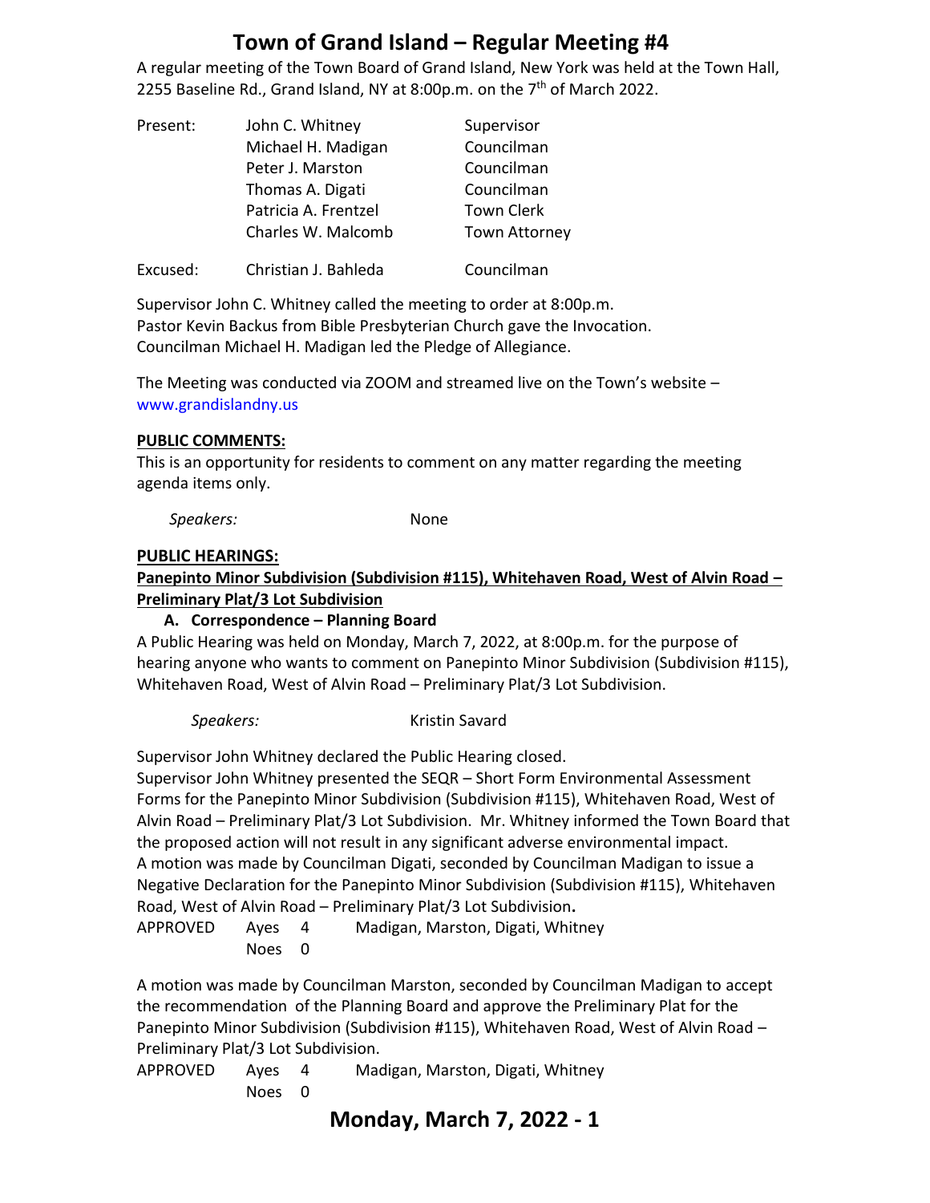# Town of Grand Island – Regular Meeting #4

A regular meeting of the Town Board of Grand Island, New York was held at the Town Hall, 2255 Baseline Rd., Grand Island, NY at 8:00p.m. on the 7th of March 2022.

| | | |
|---|---|---|
| Present: | John C. Whitney | Supervisor |
| | Michael H. Madigan | Councilman |
| | Peter J. Marston | Councilman |
| | Thomas A. Digati | Councilman |
| | Patricia A. Frentzel | Town Clerk |
| | Charles W. Malcomb | Town Attorney |
| Excused: | Christian J. Bahleda | Councilman |

Supervisor John C. Whitney called the meeting to order at 8:00p.m.
Pastor Kevin Backus from Bible Presbyterian Church gave the Invocation.
Councilman Michael H. Madigan led the Pledge of Allegiance.

The Meeting was conducted via ZOOM and streamed live on the Town's website – www.grandislandny.us

**PUBLIC COMMENTS:**
This is an opportunity for residents to comment on any matter regarding the meeting agenda items only.

*Speakers:* None

**PUBLIC HEARINGS:**
**Panepinto Minor Subdivision (Subdivision #115), Whitehaven Road, West of Alvin Road – Preliminary Plat/3 Lot Subdivision**

**A. Correspondence – Planning Board**

A Public Hearing was held on Monday, March 7, 2022, at 8:00p.m. for the purpose of hearing anyone who wants to comment on Panepinto Minor Subdivision (Subdivision #115), Whitehaven Road, West of Alvin Road – Preliminary Plat/3 Lot Subdivision.

*Speakers:* Kristin Savard

Supervisor John Whitney declared the Public Hearing closed.
Supervisor John Whitney presented the SEQR – Short Form Environmental Assessment Forms for the Panepinto Minor Subdivision (Subdivision #115), Whitehaven Road, West of Alvin Road – Preliminary Plat/3 Lot Subdivision. Mr. Whitney informed the Town Board that the proposed action will not result in any significant adverse environmental impact.
A motion was made by Councilman Digati, seconded by Councilman Madigan to issue a Negative Declaration for the Panepinto Minor Subdivision (Subdivision #115), Whitehaven Road, West of Alvin Road – Preliminary Plat/3 Lot Subdivision.

APPROVED Ayes 4 Madigan, Marston, Digati, Whitney
Noes 0

A motion was made by Councilman Marston, seconded by Councilman Madigan to accept the recommendation of the Planning Board and approve the Preliminary Plat for the Panepinto Minor Subdivision (Subdivision #115), Whitehaven Road, West of Alvin Road – Preliminary Plat/3 Lot Subdivision.

APPROVED Ayes 4 Madigan, Marston, Digati, Whitney
Noes 0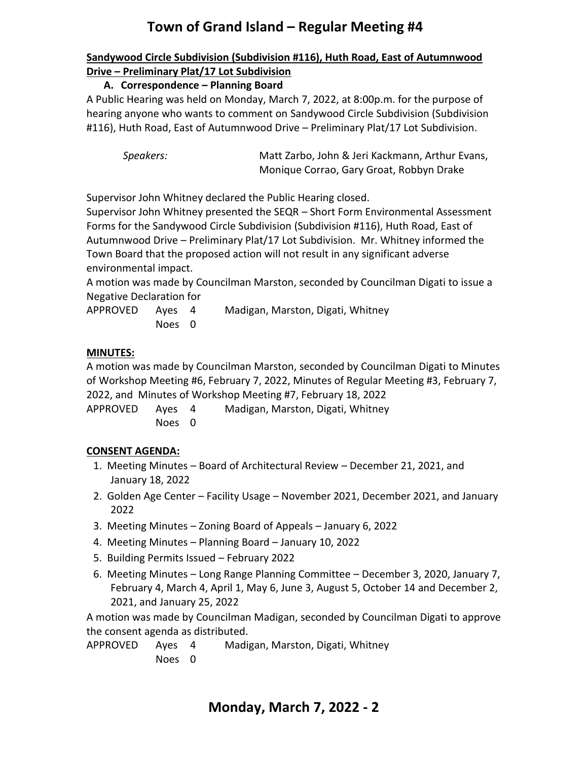**Sandywood Circle Subdivision (Subdivision #116), Huth Road, East of Autumnwood Drive – Preliminary Plat/17 Lot Subdivision**

**A. Correspondence – Planning Board**

A Public Hearing was held on Monday, March 7, 2022, at 8:00p.m. for the purpose of hearing anyone who wants to comment on Sandywood Circle Subdivision (Subdivision #116), Huth Road, East of Autumnwood Drive – Preliminary Plat/17 Lot Subdivision.

*Speakers:* Matt Zarbo, John & Jeri Kackmann, Arthur Evans, Monique Corrao, Gary Groat, Robbyn Drake

Supervisor John Whitney declared the Public Hearing closed.

Supervisor John Whitney presented the SEQR – Short Form Environmental Assessment Forms for the Sandywood Circle Subdivision (Subdivision #116), Huth Road, East of Autumnwood Drive – Preliminary Plat/17 Lot Subdivision. Mr. Whitney informed the Town Board that the proposed action will not result in any significant adverse environmental impact.

A motion was made by Councilman Marston, seconded by Councilman Digati to issue a Negative Declaration for

APPROVED Ayes 4 Madigan, Marston, Digati, Whitney
Noes 0

**MINUTES:**

A motion was made by Councilman Marston, seconded by Councilman Digati to Minutes of Workshop Meeting #6, February 7, 2022, Minutes of Regular Meeting #3, February 7, 2022, and Minutes of Workshop Meeting #7, February 18, 2022

APPROVED Ayes 4 Madigan, Marston, Digati, Whitney
Noes 0

**CONSENT AGENDA:**

1. Meeting Minutes – Board of Architectural Review – December 21, 2021, and January 18, 2022
2. Golden Age Center – Facility Usage – November 2021, December 2021, and January 2022
3. Meeting Minutes – Zoning Board of Appeals – January 6, 2022
4. Meeting Minutes – Planning Board – January 10, 2022
5. Building Permits Issued – February 2022
6. Meeting Minutes – Long Range Planning Committee – December 3, 2020, January 7, February 4, March 4, April 1, May 6, June 3, August 5, October 14 and December 2, 2021, and January 25, 2022

A motion was made by Councilman Madigan, seconded by Councilman Digati to approve the consent agenda as distributed.

APPROVED Ayes 4 Madigan, Marston, Digati, Whitney
Noes 0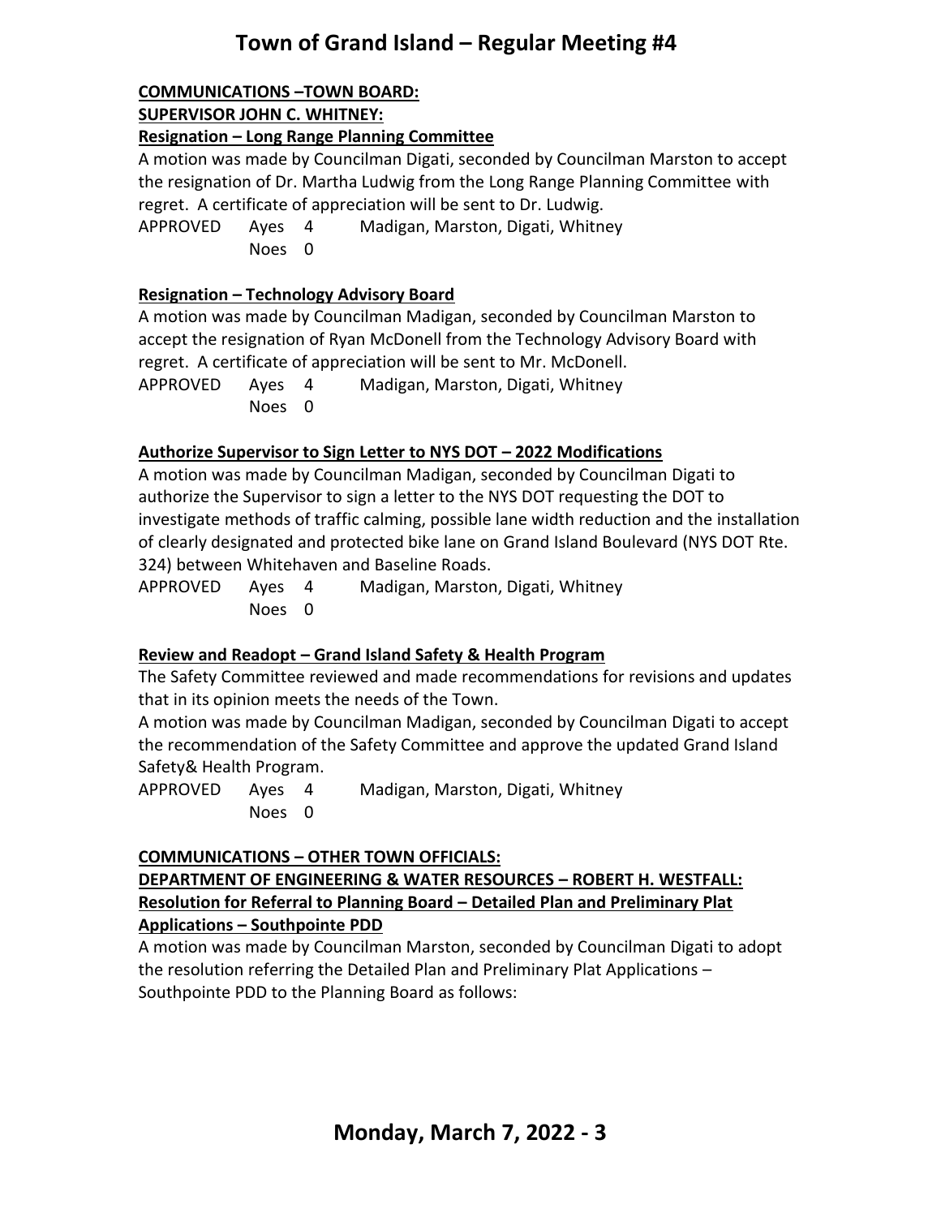**COMMUNICATIONS –TOWN BOARD:**

**SUPERVISOR JOHN C. WHITNEY:**

**Resignation – Long Range Planning Committee**

A motion was made by Councilman Digati, seconded by Councilman Marston to accept the resignation of Dr. Martha Ludwig from the Long Range Planning Committee with regret. A certificate of appreciation will be sent to Dr. Ludwig.

APPROVED Ayes 4 Madigan, Marston, Digati, Whitney
Noes 0

**Resignation – Technology Advisory Board**

A motion was made by Councilman Madigan, seconded by Councilman Marston to accept the resignation of Ryan McDonell from the Technology Advisory Board with regret. A certificate of appreciation will be sent to Mr. McDonell.

APPROVED Ayes 4 Madigan, Marston, Digati, Whitney
Noes 0

**Authorize Supervisor to Sign Letter to NYS DOT – 2022 Modifications**

A motion was made by Councilman Madigan, seconded by Councilman Digati to authorize the Supervisor to sign a letter to the NYS DOT requesting the DOT to investigate methods of traffic calming, possible lane width reduction and the installation of clearly designated and protected bike lane on Grand Island Boulevard (NYS DOT Rte. 324) between Whitehaven and Baseline Roads.

APPROVED Ayes 4 Madigan, Marston, Digati, Whitney
Noes 0

**Review and Readopt – Grand Island Safety & Health Program**

The Safety Committee reviewed and made recommendations for revisions and updates that in its opinion meets the needs of the Town.

A motion was made by Councilman Madigan, seconded by Councilman Digati to accept the recommendation of the Safety Committee and approve the updated Grand Island Safety& Health Program.

APPROVED Ayes 4 Madigan, Marston, Digati, Whitney
Noes 0

**COMMUNICATIONS – OTHER TOWN OFFICIALS:**

**DEPARTMENT OF ENGINEERING & WATER RESOURCES – ROBERT H. WESTFALL:**

**Resolution for Referral to Planning Board – Detailed Plan and Preliminary Plat Applications – Southpointe PDD**

A motion was made by Councilman Marston, seconded by Councilman Digati to adopt the resolution referring the Detailed Plan and Preliminary Plat Applications – Southpointe PDD to the Planning Board as follows: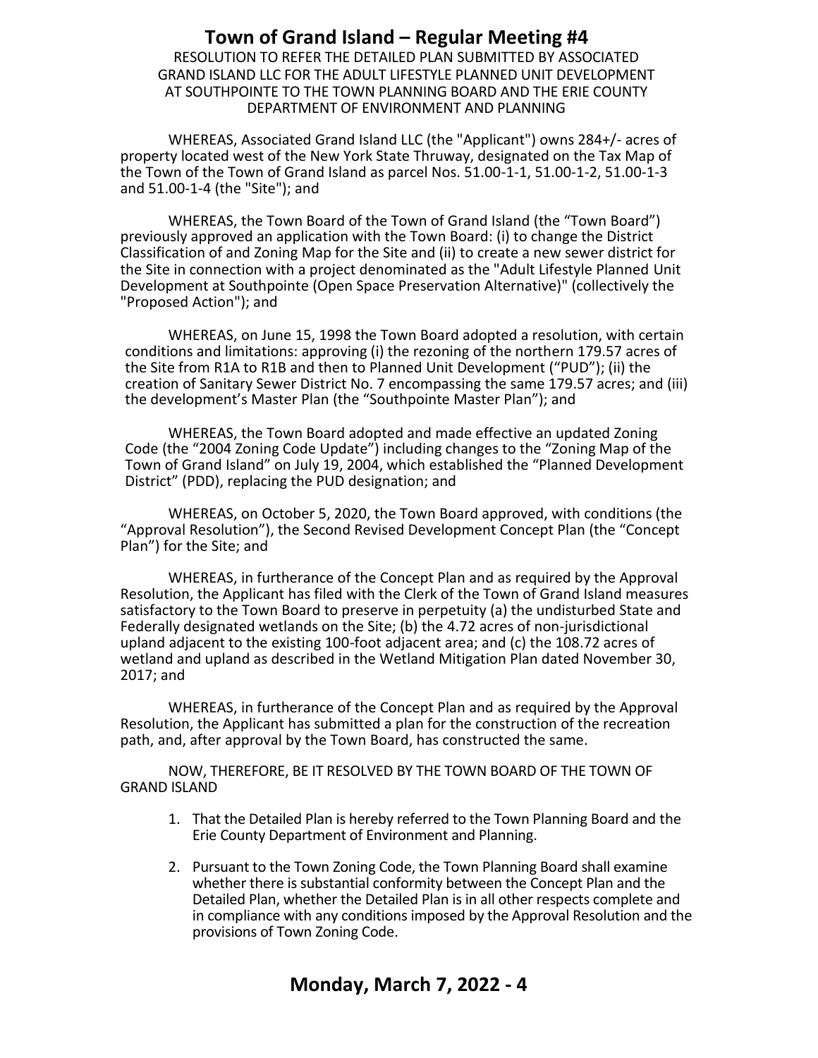## Town of Grand Island – Regular Meeting #4

RESOLUTION TO REFER THE DETAILED PLAN SUBMITTED BY ASSOCIATED GRAND ISLAND LLC FOR THE ADULT LIFESTYLE PLANNED UNIT DEVELOPMENT AT SOUTHPOINTE TO THE TOWN PLANNING BOARD AND THE ERIE COUNTY DEPARTMENT OF ENVIRONMENT AND PLANNING

WHEREAS, Associated Grand Island LLC (the "Applicant") owns 284+/- acres of property located west of the New York State Thruway, designated on the Tax Map of the Town of the Town of Grand Island as parcel Nos. 51.00-1-1, 51.00-1-2, 51.00-1-3 and 51.00-1-4 (the "Site"); and

WHEREAS, the Town Board of the Town of Grand Island (the "Town Board") previously approved an application with the Town Board: (i) to change the District Classification of and Zoning Map for the Site and (ii) to create a new sewer district for the Site in connection with a project denominated as the "Adult Lifestyle Planned Unit Development at Southpointe (Open Space Preservation Alternative)" (collectively the "Proposed Action"); and

WHEREAS, on June 15, 1998 the Town Board adopted a resolution, with certain conditions and limitations: approving (i) the rezoning of the northern 179.57 acres of the Site from R1A to R1B and then to Planned Unit Development ("PUD"); (ii) the creation of Sanitary Sewer District No. 7 encompassing the same 179.57 acres; and (iii) the development's Master Plan (the "Southpointe Master Plan"); and

WHEREAS, the Town Board adopted and made effective an updated Zoning Code (the "2004 Zoning Code Update") including changes to the "Zoning Map of the Town of Grand Island" on July 19, 2004, which established the "Planned Development District" (PDD), replacing the PUD designation; and

WHEREAS, on October 5, 2020, the Town Board approved, with conditions (the "Approval Resolution"), the Second Revised Development Concept Plan (the "Concept Plan") for the Site; and

WHEREAS, in furtherance of the Concept Plan and as required by the Approval Resolution, the Applicant has filed with the Clerk of the Town of Grand Island measures satisfactory to the Town Board to preserve in perpetuity (a) the undisturbed State and Federally designated wetlands on the Site; (b) the 4.72 acres of non-jurisdictional upland adjacent to the existing 100-foot adjacent area; and (c) the 108.72 acres of wetland and upland as described in the Wetland Mitigation Plan dated November 30, 2017; and

WHEREAS, in furtherance of the Concept Plan and as required by the Approval Resolution, the Applicant has submitted a plan for the construction of the recreation path, and, after approval by the Town Board, has constructed the same.

NOW, THEREFORE, BE IT RESOLVED BY THE TOWN BOARD OF THE TOWN OF GRAND ISLAND

1. That the Detailed Plan is hereby referred to the Town Planning Board and the Erie County Department of Environment and Planning.
2. Pursuant to the Town Zoning Code, the Town Planning Board shall examine whether there is substantial conformity between the Concept Plan and the Detailed Plan, whether the Detailed Plan is in all other respects complete and in compliance with any conditions imposed by the Approval Resolution and the provisions of Town Zoning Code.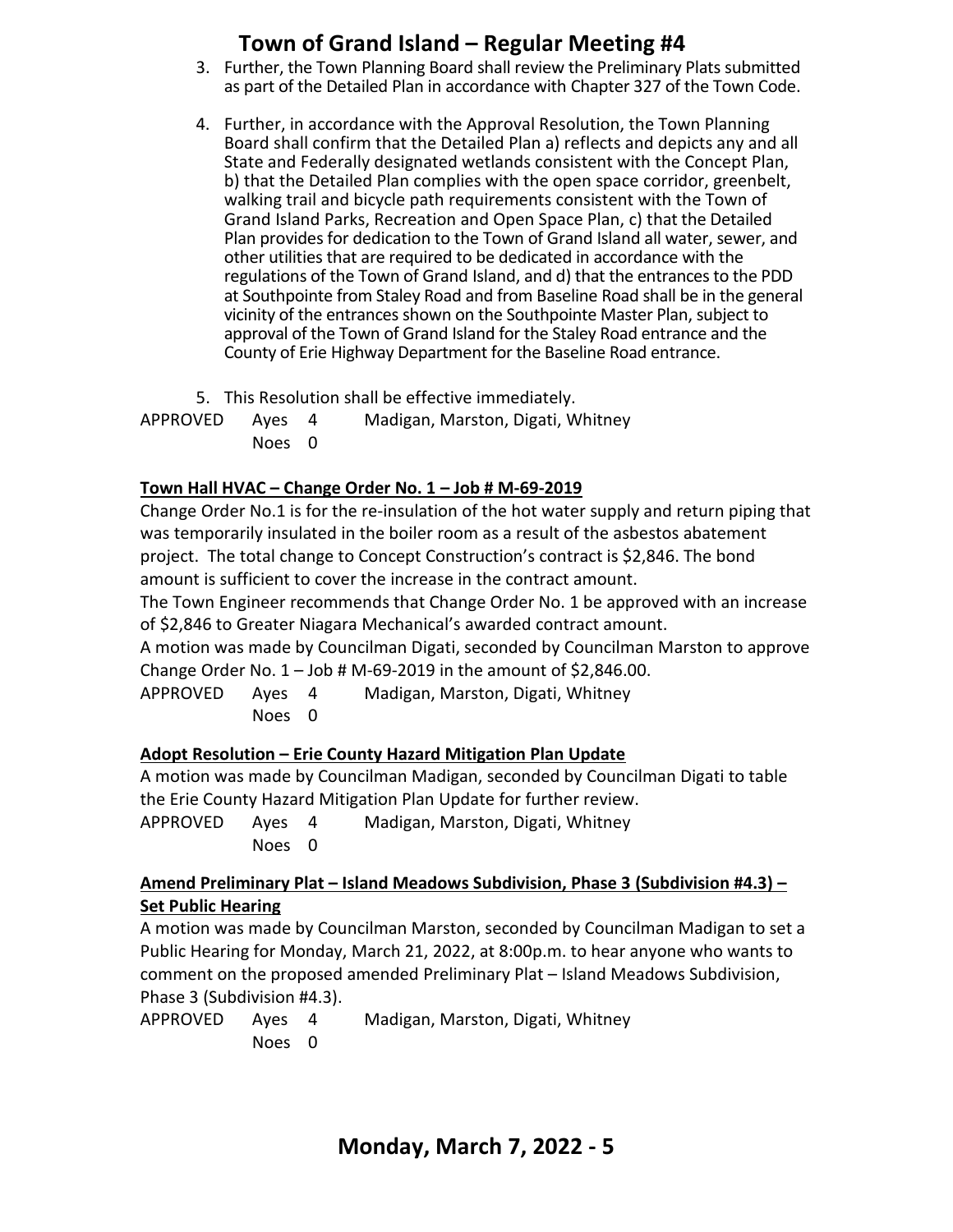3. Further, the Town Planning Board shall review the Preliminary Plats submitted as part of the Detailed Plan in accordance with Chapter 327 of the Town Code.

4. Further, in accordance with the Approval Resolution, the Town Planning Board shall confirm that the Detailed Plan a) reflects and depicts any and all State and Federally designated wetlands consistent with the Concept Plan, b) that the Detailed Plan complies with the open space corridor, greenbelt, walking trail and bicycle path requirements consistent with the Town of Grand Island Parks, Recreation and Open Space Plan, c) that the Detailed Plan provides for dedication to the Town of Grand Island all water, sewer, and other utilities that are required to be dedicated in accordance with the regulations of the Town of Grand Island, and d) that the entrances to the PDD at Southpointe from Staley Road and from Baseline Road shall be in the general vicinity of the entrances shown on the Southpointe Master Plan, subject to approval of the Town of Grand Island for the Staley Road entrance and the County of Erie Highway Department for the Baseline Road entrance.

5. This Resolution shall be effective immediately.

APPROVED Ayes 4 Madigan, Marston, Digati, Whitney
Noes 0

**Town Hall HVAC – Change Order No. 1 – Job # M-69-2019**

Change Order No.1 is for the re-insulation of the hot water supply and return piping that was temporarily insulated in the boiler room as a result of the asbestos abatement project. The total change to Concept Construction's contract is $2,846. The bond amount is sufficient to cover the increase in the contract amount.

The Town Engineer recommends that Change Order No. 1 be approved with an increase of $2,846 to Greater Niagara Mechanical's awarded contract amount.

A motion was made by Councilman Digati, seconded by Councilman Marston to approve Change Order No. 1 – Job # M-69-2019 in the amount of $2,846.00.

APPROVED Ayes 4 Madigan, Marston, Digati, Whitney
Noes 0

**Adopt Resolution – Erie County Hazard Mitigation Plan Update**

A motion was made by Councilman Madigan, seconded by Councilman Digati to table the Erie County Hazard Mitigation Plan Update for further review.

APPROVED Ayes 4 Madigan, Marston, Digati, Whitney
Noes 0

**Amend Preliminary Plat – Island Meadows Subdivision, Phase 3 (Subdivision #4.3) – Set Public Hearing**

A motion was made by Councilman Marston, seconded by Councilman Madigan to set a Public Hearing for Monday, March 21, 2022, at 8:00p.m. to hear anyone who wants to comment on the proposed amended Preliminary Plat – Island Meadows Subdivision, Phase 3 (Subdivision #4.3).

APPROVED Ayes 4 Madigan, Marston, Digati, Whitney
Noes 0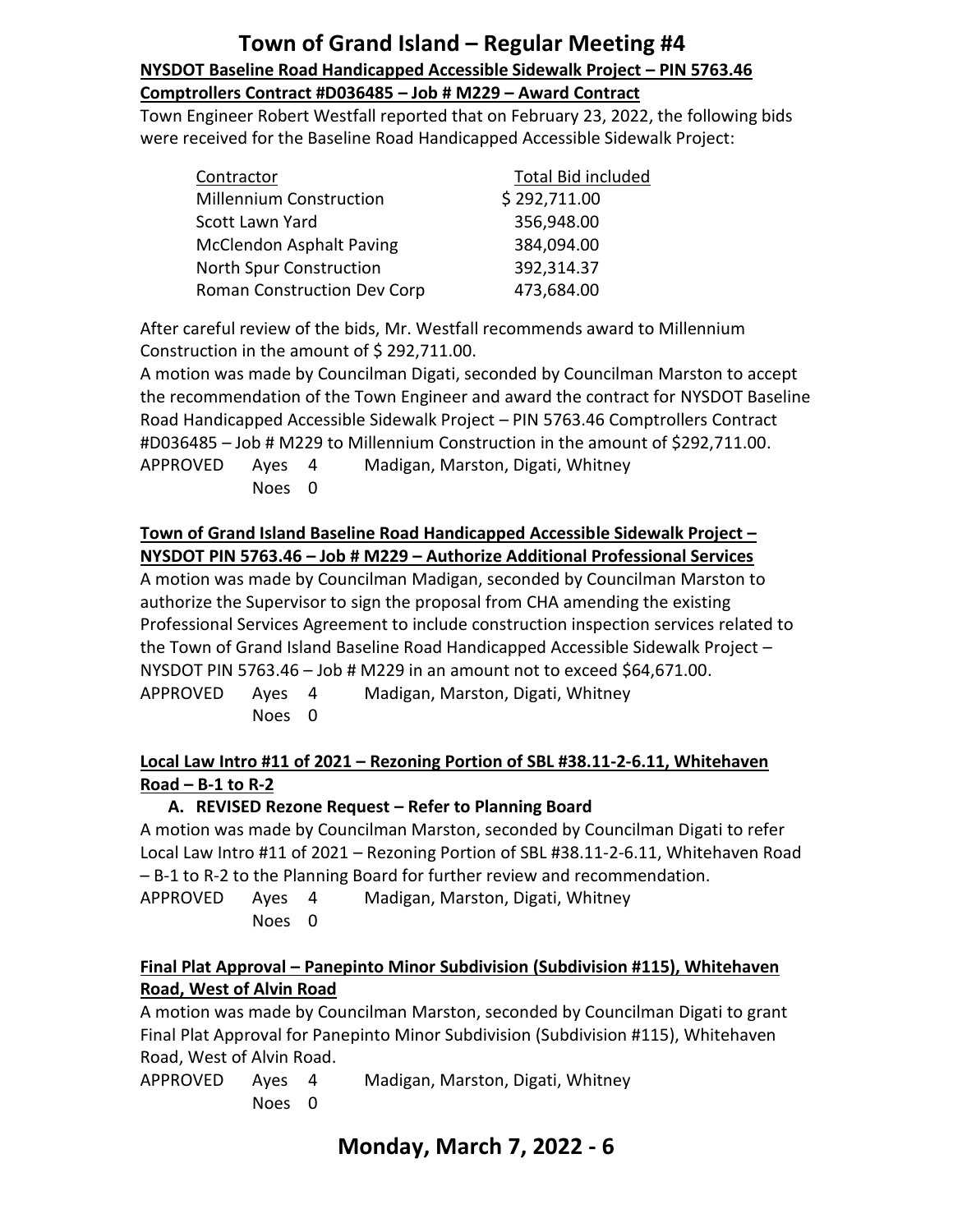**NYSDOT Baseline Road Handicapped Accessible Sidewalk Project – PIN 5763.46 Comptrollers Contract #D036485 – Job # M229 – Award Contract**

Town Engineer Robert Westfall reported that on February 23, 2022, the following bids were received for the Baseline Road Handicapped Accessible Sidewalk Project:

| Contractor | Total Bid included |
|---|---|
| Millennium Construction | $ 292,711.00 |
| Scott Lawn Yard | 356,948.00 |
| McClendon Asphalt Paving | 384,094.00 |
| North Spur Construction | 392,314.37 |
| Roman Construction Dev Corp | 473,684.00 |

After careful review of the bids, Mr. Westfall recommends award to Millennium Construction in the amount of $ 292,711.00.

A motion was made by Councilman Digati, seconded by Councilman Marston to accept the recommendation of the Town Engineer and award the contract for NYSDOT Baseline Road Handicapped Accessible Sidewalk Project – PIN 5763.46 Comptrollers Contract #D036485 – Job # M229 to Millennium Construction in the amount of $292,711.00.

APPROVED Ayes 4 Madigan, Marston, Digati, Whitney
Noes 0

**Town of Grand Island Baseline Road Handicapped Accessible Sidewalk Project – NYSDOT PIN 5763.46 – Job # M229 – Authorize Additional Professional Services**

A motion was made by Councilman Madigan, seconded by Councilman Marston to authorize the Supervisor to sign the proposal from CHA amending the existing Professional Services Agreement to include construction inspection services related to the Town of Grand Island Baseline Road Handicapped Accessible Sidewalk Project – NYSDOT PIN 5763.46 – Job # M229 in an amount not to exceed $64,671.00.

APPROVED Ayes 4 Madigan, Marston, Digati, Whitney
Noes 0

**Local Law Intro #11 of 2021 – Rezoning Portion of SBL #38.11-2-6.11, Whitehaven Road – B-1 to R-2**

**A. REVISED Rezone Request – Refer to Planning Board**

A motion was made by Councilman Marston, seconded by Councilman Digati to refer Local Law Intro #11 of 2021 – Rezoning Portion of SBL #38.11-2-6.11, Whitehaven Road – B-1 to R-2 to the Planning Board for further review and recommendation.

APPROVED Ayes 4 Madigan, Marston, Digati, Whitney
Noes 0

**Final Plat Approval – Panepinto Minor Subdivision (Subdivision #115), Whitehaven Road, West of Alvin Road**

A motion was made by Councilman Marston, seconded by Councilman Digati to grant Final Plat Approval for Panepinto Minor Subdivision (Subdivision #115), Whitehaven Road, West of Alvin Road.

APPROVED Ayes 4 Madigan, Marston, Digati, Whitney
Noes 0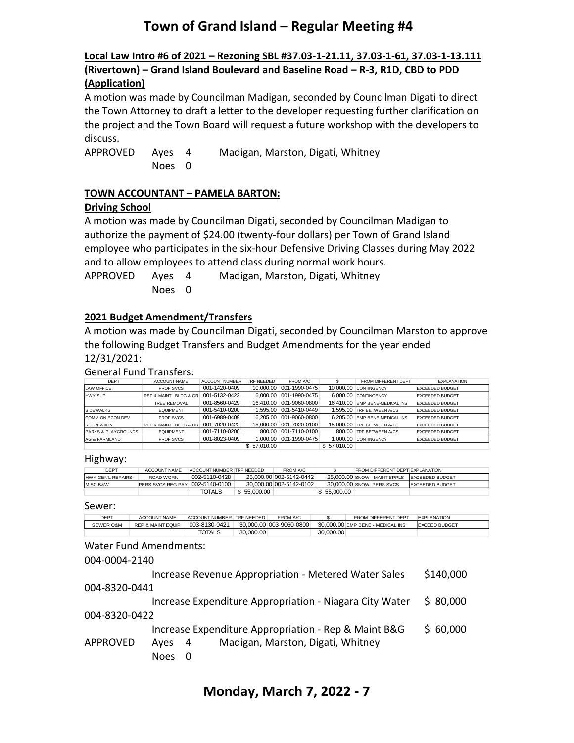**Local Law Intro #6 of 2021 – Rezoning SBL #37.03-1-21.11, 37.03-1-61, 37.03-1-13.111 (Rivertown) – Grand Island Boulevard and Baseline Road – R-3, R1D, CBD to PDD (Application)**

A motion was made by Councilman Madigan, seconded by Councilman Digati to direct the Town Attorney to draft a letter to the developer requesting further clarification on the project and the Town Board will request a future workshop with the developers to discuss.

APPROVED Ayes 4 Madigan, Marston, Digati, Whitney
Noes 0

**TOWN ACCOUNTANT – PAMELA BARTON:**

**Driving School**

A motion was made by Councilman Digati, seconded by Councilman Madigan to authorize the payment of $24.00 (twenty-four dollars) per Town of Grand Island employee who participates in the six-hour Defensive Driving Classes during May 2022 and to allow employees to attend class during normal work hours.

APPROVED Ayes 4 Madigan, Marston, Digati, Whitney
Noes 0

**2021 Budget Amendment/Transfers**

A motion was made by Councilman Digati, seconded by Councilman Marston to approve the following Budget Transfers and Budget Amendments for the year ended 12/31/2021:

General Fund Transfers:

| DEPT | ACCOUNT NAME | ACCOUNT NUMBER | TRF NEEDED | FROM A/C | $ | FROM DIFFERENT DEPT | EXPLANATION |
|---|---|---|---|---|---|---|---|
| LAW OFFICE | PROF SVCS | 001-1420-0409 | 10,000.00 | 001-1990-0475 | 10,000.00 | CONTINGENCY | EXCEEDED BUDGET |
| HWY SUP | REP & MAINT - BLDG & GR | 001-5132-0422 | 6,000.00 | 001-1990-0475 | 6,000.00 | CONTINGENCY | EXCEEDED BUDGET |
| | TREE REMOVAL | 001-8560-0429 | 16,410.00 | 001-9060-0800 | 16,410.00 | EMP BENE-MEDICAL INS | EXCEEDED BUDGET |
| SIDEWALKS | EQUIPMENT | 001-5410-0200 | 1,595.00 | 001-5410-0449 | 1,595.00 | TRF BETWEEN A/CS | EXCEEDED BUDGET |
| COMM ON ECON DEV | PROF SVCS | 001-6989-0409 | 6,205.00 | 001-9060-0800 | 6,205.00 | EMP BENE-MEDICAL INS | EXCEEDED BUDGET |
| RECREATION | REP & MAINT - BLDG & GR | 001-7020-0422 | 15,000.00 | 001-7020-0100 | 15,000.00 | TRF BETWEEN A/CS | EXCEEDED BUDGET |
| PARKS & PLAYGROUNDS | EQUIPMENT | 001-7110-0200 | 800.00 | 001-7110-0100 | 800.00 | TRF BETWEEN A/CS | EXCEEDED BUDGET |
| AG & FARMLAND | PROF SVCS | 001-8023-0409 | 1,000.00 | 001-1990-0475 | 1,000.00 | CONTINGENCY | EXCEEDED BUDGET |
| | | | $ 57,010.00 | | $ 57,010.00 | | |

Highway:

| DEPT | ACCOUNT NAME | ACCOUNT NUMBER | TRF NEEDED | FROM A/C | $ | FROM DIFFERENT DEPT | EXPLANATION |
|---|---|---|---|---|---|---|---|
| HWY-GEN'L REPAIRS | ROAD WORK | 002-5110-0428 | 25,000.00 | 002-5142-0442 | 25,000.00 | SNOW - MAINT SPPLS | EXCEEDED BUDGET |
| MISC B&W | PERS SVCS-REG PAY | 002-5140-0100 | 30,000.00 | 002-5142-0102 | 30,000.00 | SNOW -PERS SVCS | EXCEEDED BUDGET |
| | | TOTALS | $ 55,000.00 | | $ 55,000.00 | | |

Sewer:

| DEPT | ACCOUNT NAME | ACCOUNT NUMBER | TRF NEEDED | FROM A/C | $ | FROM DIFFERENT DEPT | EXPLANATION |
|---|---|---|---|---|---|---|---|
| SEWER O&M | REP & MAINT EQUIP | 003-8130-0421 | 30,000.00 | 003-9060-0800 | 30,000.00 | EMP BENE - MEDICAL INS | EXCEED BUDGET |
| | | TOTALS | 30,000.00 | | 30,000.00 | | |

Water Fund Amendments:

004-0004-2140
Increase Revenue Appropriation - Metered Water Sales $140,000

004-8320-0441
Increase Expenditure Appropriation - Niagara City Water $ 80,000

004-8320-0422
Increase Expenditure Appropriation - Rep & Maint B&G $ 60,000

APPROVED Ayes 4 Madigan, Marston, Digati, Whitney
Noes 0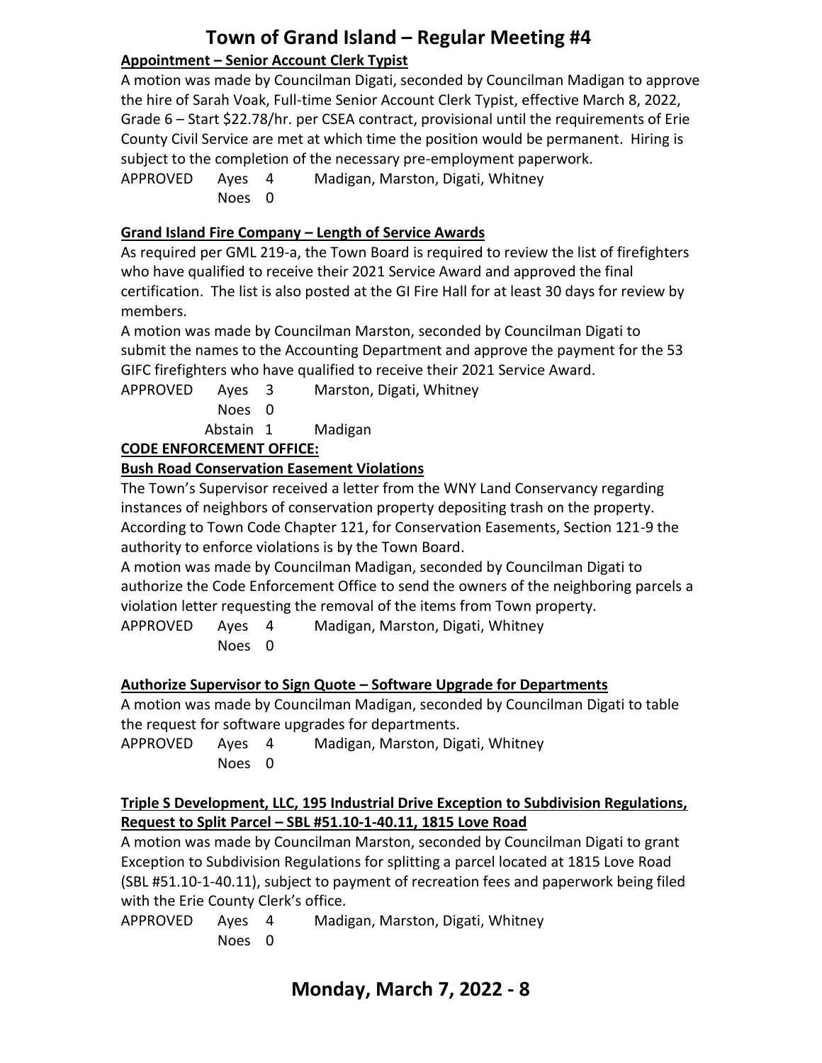**Appointment – Senior Account Clerk Typist**

A motion was made by Councilman Digati, seconded by Councilman Madigan to approve the hire of Sarah Voak, Full-time Senior Account Clerk Typist, effective March 8, 2022, Grade 6 – Start $22.78/hr. per CSEA contract, provisional until the requirements of Erie County Civil Service are met at which time the position would be permanent. Hiring is subject to the completion of the necessary pre-employment paperwork.

APPROVED Ayes 4 Madigan, Marston, Digati, Whitney
Noes 0

**Grand Island Fire Company – Length of Service Awards**

As required per GML 219-a, the Town Board is required to review the list of firefighters who have qualified to receive their 2021 Service Award and approved the final certification. The list is also posted at the GI Fire Hall for at least 30 days for review by members.

A motion was made by Councilman Marston, seconded by Councilman Digati to submit the names to the Accounting Department and approve the payment for the 53 GIFC firefighters who have qualified to receive their 2021 Service Award.

APPROVED Ayes 3 Marston, Digati, Whitney
Noes 0
Abstain 1 Madigan

**CODE ENFORCEMENT OFFICE:**

**Bush Road Conservation Easement Violations**

The Town's Supervisor received a letter from the WNY Land Conservancy regarding instances of neighbors of conservation property depositing trash on the property. According to Town Code Chapter 121, for Conservation Easements, Section 121-9 the authority to enforce violations is by the Town Board.

A motion was made by Councilman Madigan, seconded by Councilman Digati to authorize the Code Enforcement Office to send the owners of the neighboring parcels a violation letter requesting the removal of the items from Town property.

APPROVED Ayes 4 Madigan, Marston, Digati, Whitney
Noes 0

**Authorize Supervisor to Sign Quote – Software Upgrade for Departments**

A motion was made by Councilman Madigan, seconded by Councilman Digati to table the request for software upgrades for departments.

APPROVED Ayes 4 Madigan, Marston, Digati, Whitney
Noes 0

**Triple S Development, LLC, 195 Industrial Drive Exception to Subdivision Regulations, Request to Split Parcel – SBL #51.10-1-40.11, 1815 Love Road**

A motion was made by Councilman Marston, seconded by Councilman Digati to grant Exception to Subdivision Regulations for splitting a parcel located at 1815 Love Road (SBL #51.10-1-40.11), subject to payment of recreation fees and paperwork being filed with the Erie County Clerk's office.

APPROVED Ayes 4 Madigan, Marston, Digati, Whitney
Noes 0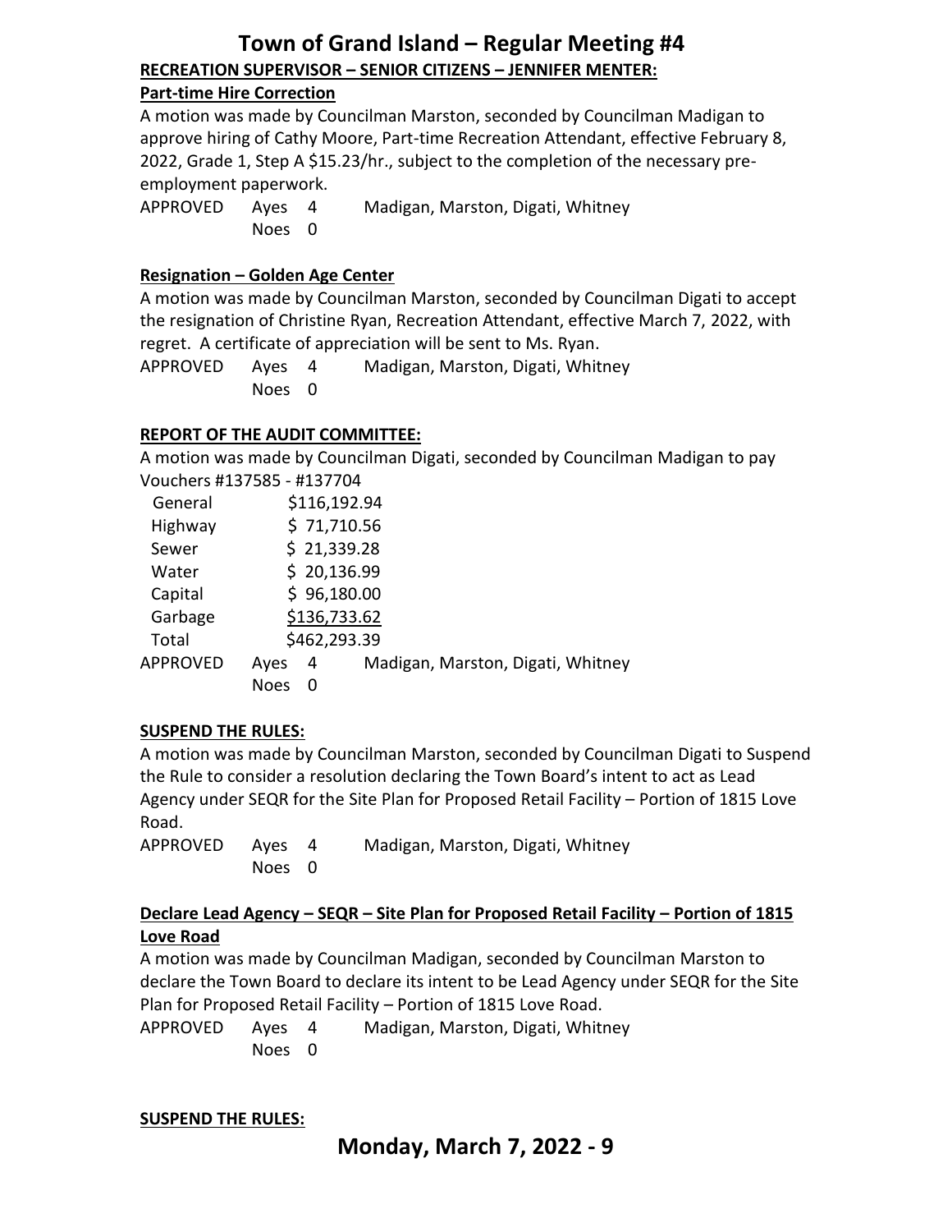**RECREATION SUPERVISOR – SENIOR CITIZENS – JENNIFER MENTER:**

**Part-time Hire Correction**

A motion was made by Councilman Marston, seconded by Councilman Madigan to approve hiring of Cathy Moore, Part-time Recreation Attendant, effective February 8, 2022, Grade 1, Step A $15.23/hr., subject to the completion of the necessary pre-employment paperwork.

APPROVED Ayes 4 Madigan, Marston, Digati, Whitney
Noes 0

**Resignation – Golden Age Center**

A motion was made by Councilman Marston, seconded by Councilman Digati to accept the resignation of Christine Ryan, Recreation Attendant, effective March 7, 2022, with regret. A certificate of appreciation will be sent to Ms. Ryan.

APPROVED Ayes 4 Madigan, Marston, Digati, Whitney
Noes 0

**REPORT OF THE AUDIT COMMITTEE:**

A motion was made by Councilman Digati, seconded by Councilman Madigan to pay Vouchers #137585 - #137704

| | |
|---|---|
| General | $116,192.94 |
| Highway | $ 71,710.56 |
| Sewer | $ 21,339.28 |
| Water | $ 20,136.99 |
| Capital | $ 96,180.00 |
| Garbage | $136,733.62 |
| Total | $462,293.39 |

APPROVED Ayes 4 Madigan, Marston, Digati, Whitney
Noes 0

**SUSPEND THE RULES:**

A motion was made by Councilman Marston, seconded by Councilman Digati to Suspend the Rule to consider a resolution declaring the Town Board's intent to act as Lead Agency under SEQR for the Site Plan for Proposed Retail Facility – Portion of 1815 Love Road.

APPROVED Ayes 4 Madigan, Marston, Digati, Whitney
Noes 0

**Declare Lead Agency – SEQR – Site Plan for Proposed Retail Facility – Portion of 1815 Love Road**

A motion was made by Councilman Madigan, seconded by Councilman Marston to declare the Town Board to declare its intent to be Lead Agency under SEQR for the Site Plan for Proposed Retail Facility – Portion of 1815 Love Road.

APPROVED Ayes 4 Madigan, Marston, Digati, Whitney
Noes 0

**SUSPEND THE RULES:**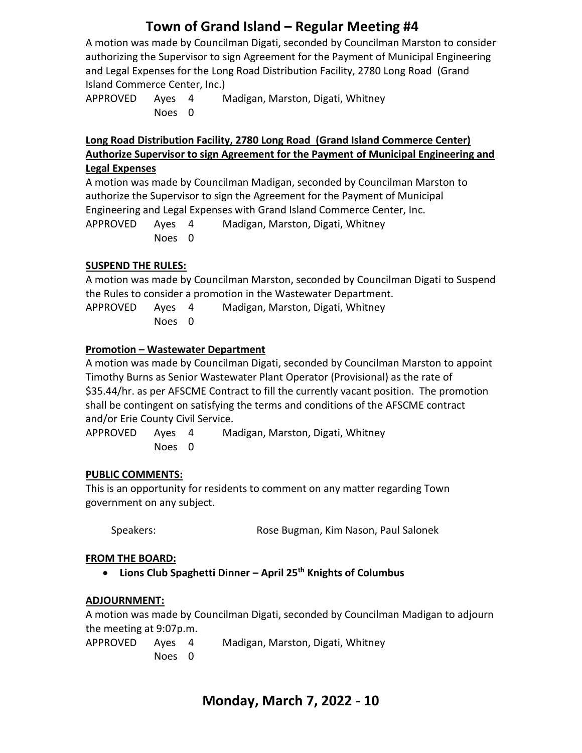A motion was made by Councilman Digati, seconded by Councilman Marston to consider authorizing the Supervisor to sign Agreement for the Payment of Municipal Engineering and Legal Expenses for the Long Road Distribution Facility, 2780 Long Road (Grand Island Commerce Center, Inc.)

APPROVED Ayes 4 Madigan, Marston, Digati, Whitney
Noes 0

**Long Road Distribution Facility, 2780 Long Road (Grand Island Commerce Center) Authorize Supervisor to sign Agreement for the Payment of Municipal Engineering and Legal Expenses**

A motion was made by Councilman Madigan, seconded by Councilman Marston to authorize the Supervisor to sign the Agreement for the Payment of Municipal Engineering and Legal Expenses with Grand Island Commerce Center, Inc.

APPROVED Ayes 4 Madigan, Marston, Digati, Whitney
Noes 0

**SUSPEND THE RULES:**

A motion was made by Councilman Marston, seconded by Councilman Digati to Suspend the Rules to consider a promotion in the Wastewater Department.

APPROVED Ayes 4 Madigan, Marston, Digati, Whitney
Noes 0

**Promotion – Wastewater Department**

A motion was made by Councilman Digati, seconded by Councilman Marston to appoint Timothy Burns as Senior Wastewater Plant Operator (Provisional) as the rate of $35.44/hr. as per AFSCME Contract to fill the currently vacant position. The promotion shall be contingent on satisfying the terms and conditions of the AFSCME contract and/or Erie County Civil Service.

APPROVED Ayes 4 Madigan, Marston, Digati, Whitney
Noes 0

**PUBLIC COMMENTS:**

This is an opportunity for residents to comment on any matter regarding Town government on any subject.

Speakers: Rose Bugman, Kim Nason, Paul Salonek

**FROM THE BOARD:**

- **Lions Club Spaghetti Dinner – April 25th Knights of Columbus**

**ADJOURNMENT:**

A motion was made by Councilman Digati, seconded by Councilman Madigan to adjourn the meeting at 9:07p.m.

APPROVED Ayes 4 Madigan, Marston, Digati, Whitney
Noes 0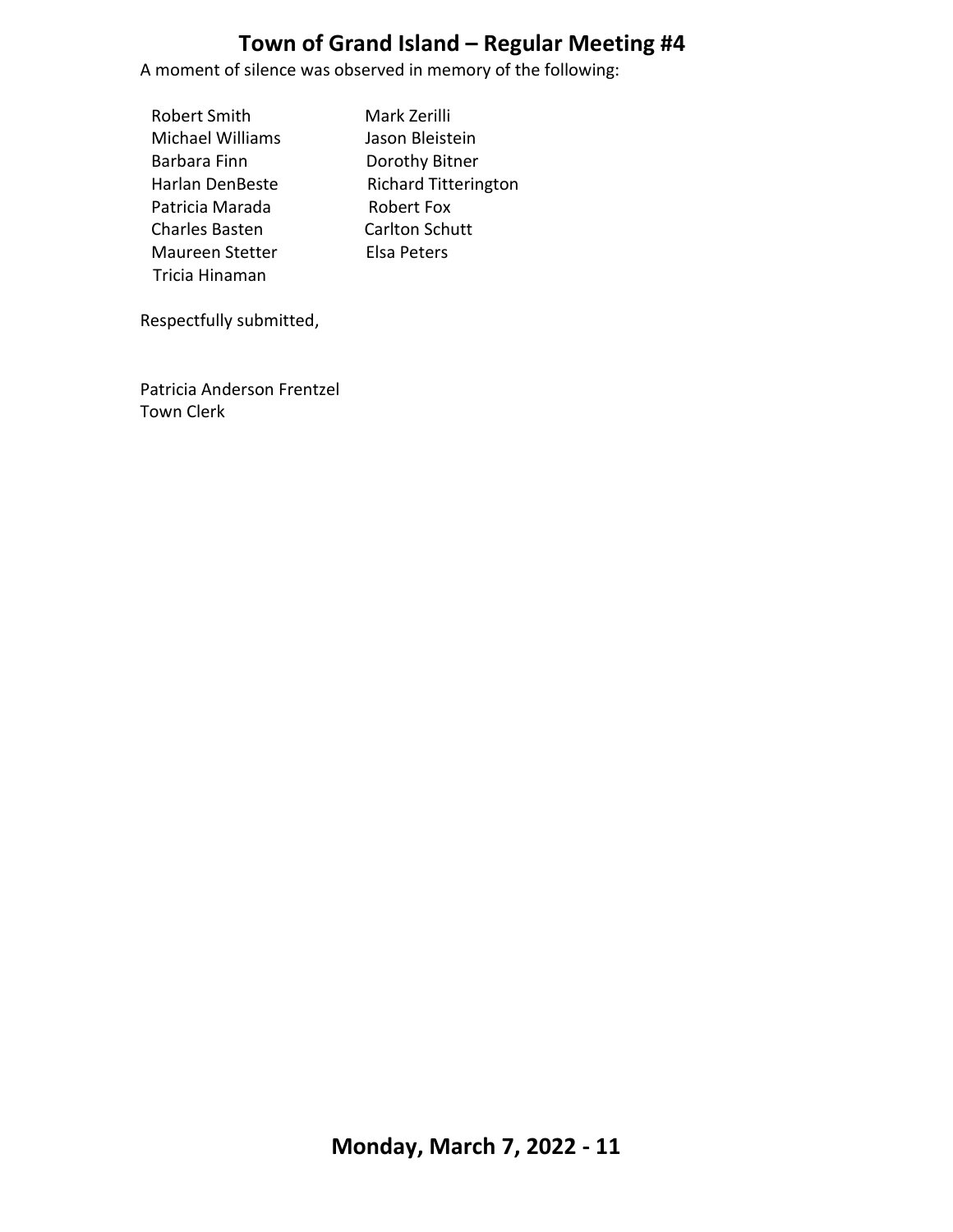A moment of silence was observed in memory of the following:

| | |
|---|---|
| Robert Smith | Mark Zerilli |
| Michael Williams | Jason Bleistein |
| Barbara Finn | Dorothy Bitner |
| Harlan DenBeste | Richard Titterington |
| Patricia Marada | Robert Fox |
| Charles Basten | Carlton Schutt |
| Maureen Stetter | Elsa Peters |
| Tricia Hinaman | |

Respectfully submitted,

Patricia Anderson Frentzel
Town Clerk